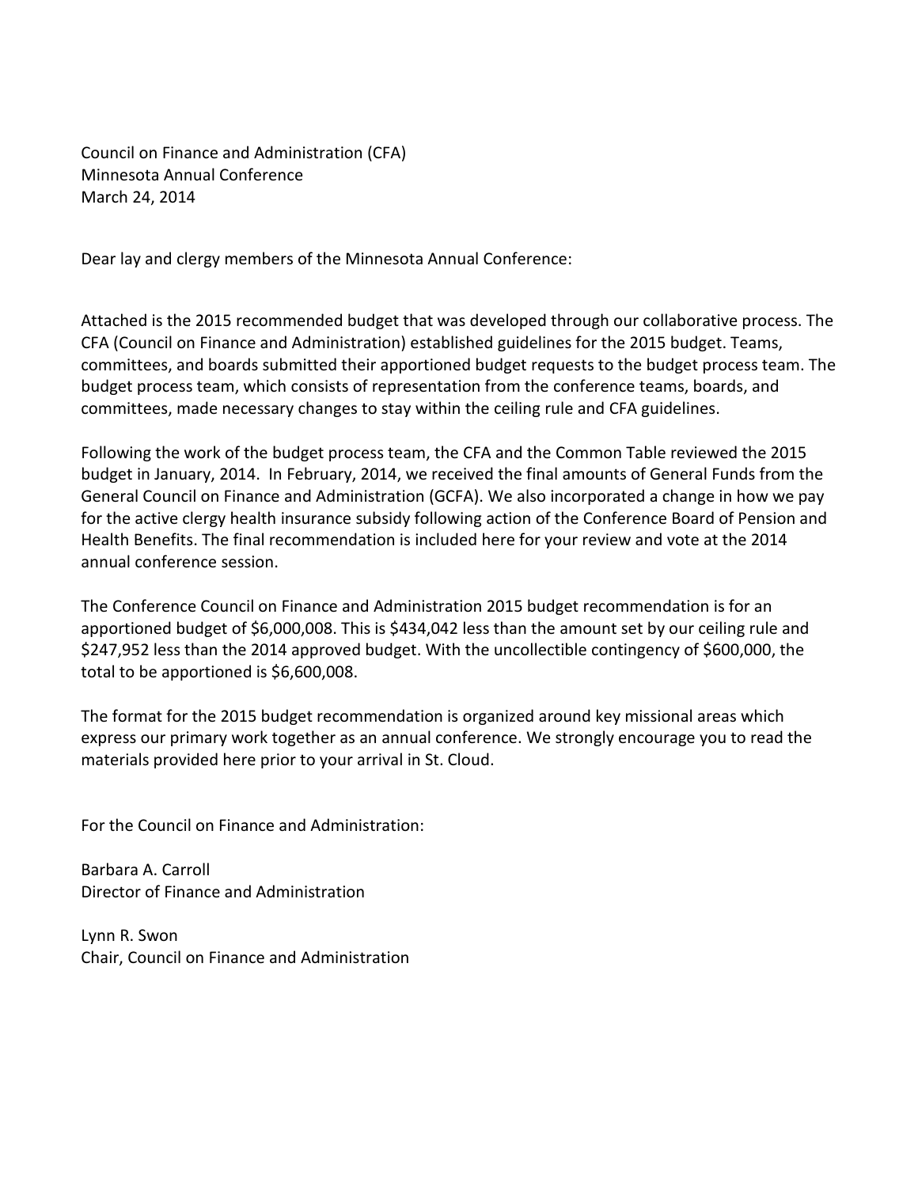Council on Finance and Administration (CFA)
Minnesota Annual Conference
March 24, 2014

Dear lay and clergy members of the Minnesota Annual Conference:

Attached is the 2015 recommended budget that was developed through our collaborative process. The CFA (Council on Finance and Administration) established guidelines for the 2015 budget. Teams, committees, and boards submitted their apportioned budget requests to the budget process team. The budget process team, which consists of representation from the conference teams, boards, and committees, made necessary changes to stay within the ceiling rule and CFA guidelines.

Following the work of the budget process team, the CFA and the Common Table reviewed the 2015 budget in January, 2014. In February, 2014, we received the final amounts of General Funds from the General Council on Finance and Administration (GCFA). We also incorporated a change in how we pay for the active clergy health insurance subsidy following action of the Conference Board of Pension and Health Benefits. The final recommendation is included here for your review and vote at the 2014 annual conference session.

The Conference Council on Finance and Administration 2015 budget recommendation is for an apportioned budget of $6,000,008. This is $434,042 less than the amount set by our ceiling rule and $247,952 less than the 2014 approved budget. With the uncollectible contingency of $600,000, the total to be apportioned is $6,600,008.

The format for the 2015 budget recommendation is organized around key missional areas which express our primary work together as an annual conference. We strongly encourage you to read the materials provided here prior to your arrival in St. Cloud.

For the Council on Finance and Administration:

Barbara A. Carroll
Director of Finance and Administration

Lynn R. Swon
Chair, Council on Finance and Administration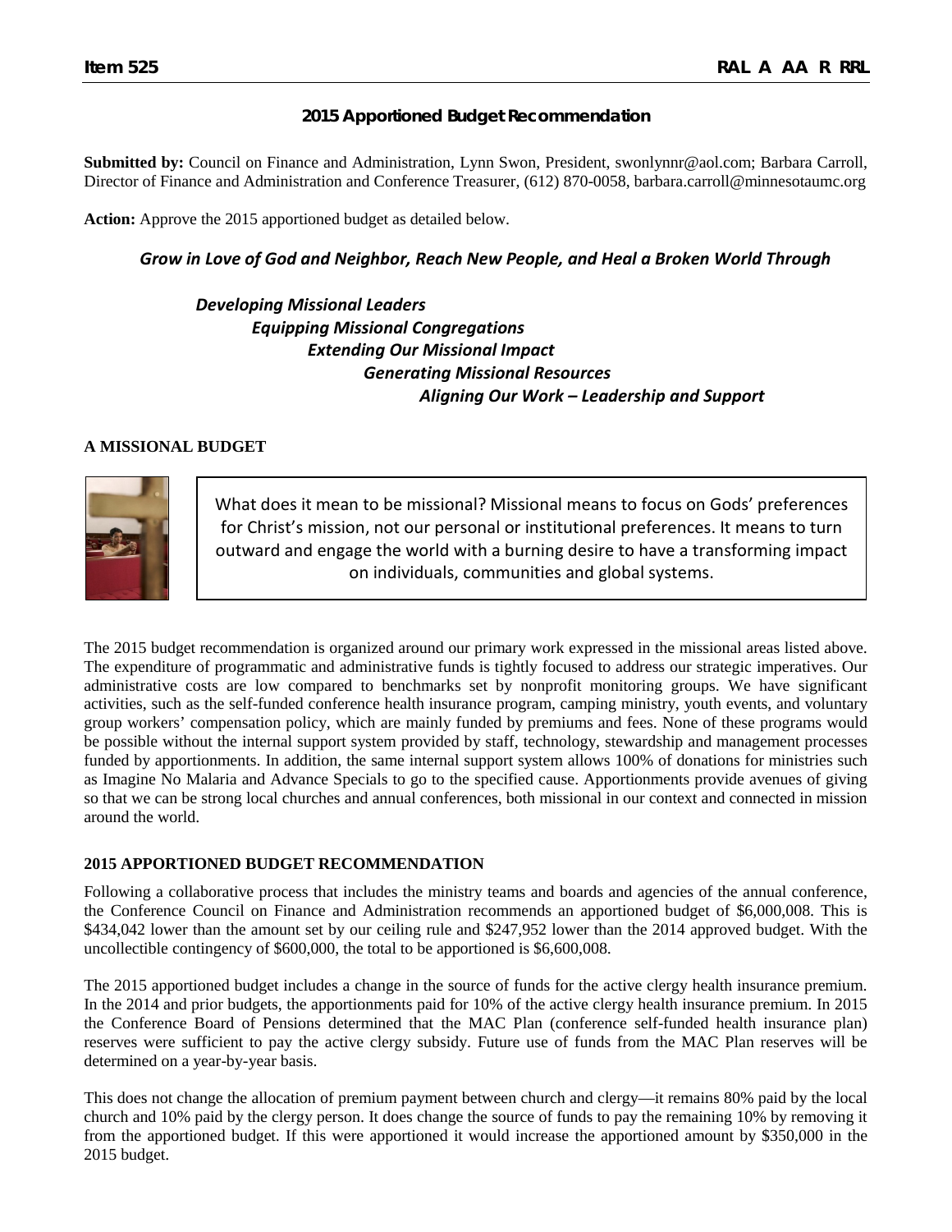## 2015 Apportioned Budget Recommendation

**Submitted by:** Council on Finance and Administration, Lynn Swon, President, swonlynnr@aol.com; Barbara Carroll, Director of Finance and Administration and Conference Treasurer, (612) 870-0058, barbara.carroll@minnesotaumc.org

**Action:** Approve the 2015 apportioned budget as detailed below.

***Grow in Love of God and Neighbor, Reach New People, and Heal a Broken World Through***

***Developing Missional Leaders***
***Equipping Missional Congregations***
***Extending Our Missional Impact***
***Generating Missional Resources***
***Aligning Our Work – Leadership and Support***

### A MISSIONAL BUDGET

What does it mean to be missional? Missional means to focus on Gods' preferences for Christ's mission, not our personal or institutional preferences. It means to turn outward and engage the world with a burning desire to have a transforming impact on individuals, communities and global systems.

The 2015 budget recommendation is organized around our primary work expressed in the missional areas listed above. The expenditure of programmatic and administrative funds is tightly focused to address our strategic imperatives. Our administrative costs are low compared to benchmarks set by nonprofit monitoring groups. We have significant activities, such as the self-funded conference health insurance program, camping ministry, youth events, and voluntary group workers' compensation policy, which are mainly funded by premiums and fees. None of these programs would be possible without the internal support system provided by staff, technology, stewardship and management processes funded by apportionments. In addition, the same internal support system allows 100% of donations for ministries such as Imagine No Malaria and Advance Specials to go to the specified cause. Apportionments provide avenues of giving so that we can be strong local churches and annual conferences, both missional in our context and connected in mission around the world.

### 2015 APPORTIONED BUDGET RECOMMENDATION

Following a collaborative process that includes the ministry teams and boards and agencies of the annual conference, the Conference Council on Finance and Administration recommends an apportioned budget of $6,000,008. This is $434,042 lower than the amount set by our ceiling rule and $247,952 lower than the 2014 approved budget. With the uncollectible contingency of $600,000, the total to be apportioned is $6,600,008.

The 2015 apportioned budget includes a change in the source of funds for the active clergy health insurance premium. In the 2014 and prior budgets, the apportionments paid for 10% of the active clergy health insurance premium. In 2015 the Conference Board of Pensions determined that the MAC Plan (conference self-funded health insurance plan) reserves were sufficient to pay the active clergy subsidy. Future use of funds from the MAC Plan reserves will be determined on a year-by-year basis.

This does not change the allocation of premium payment between church and clergy—it remains 80% paid by the local church and 10% paid by the clergy person. It does change the source of funds to pay the remaining 10% by removing it from the apportioned budget. If this were apportioned it would increase the apportioned amount by $350,000 in the 2015 budget.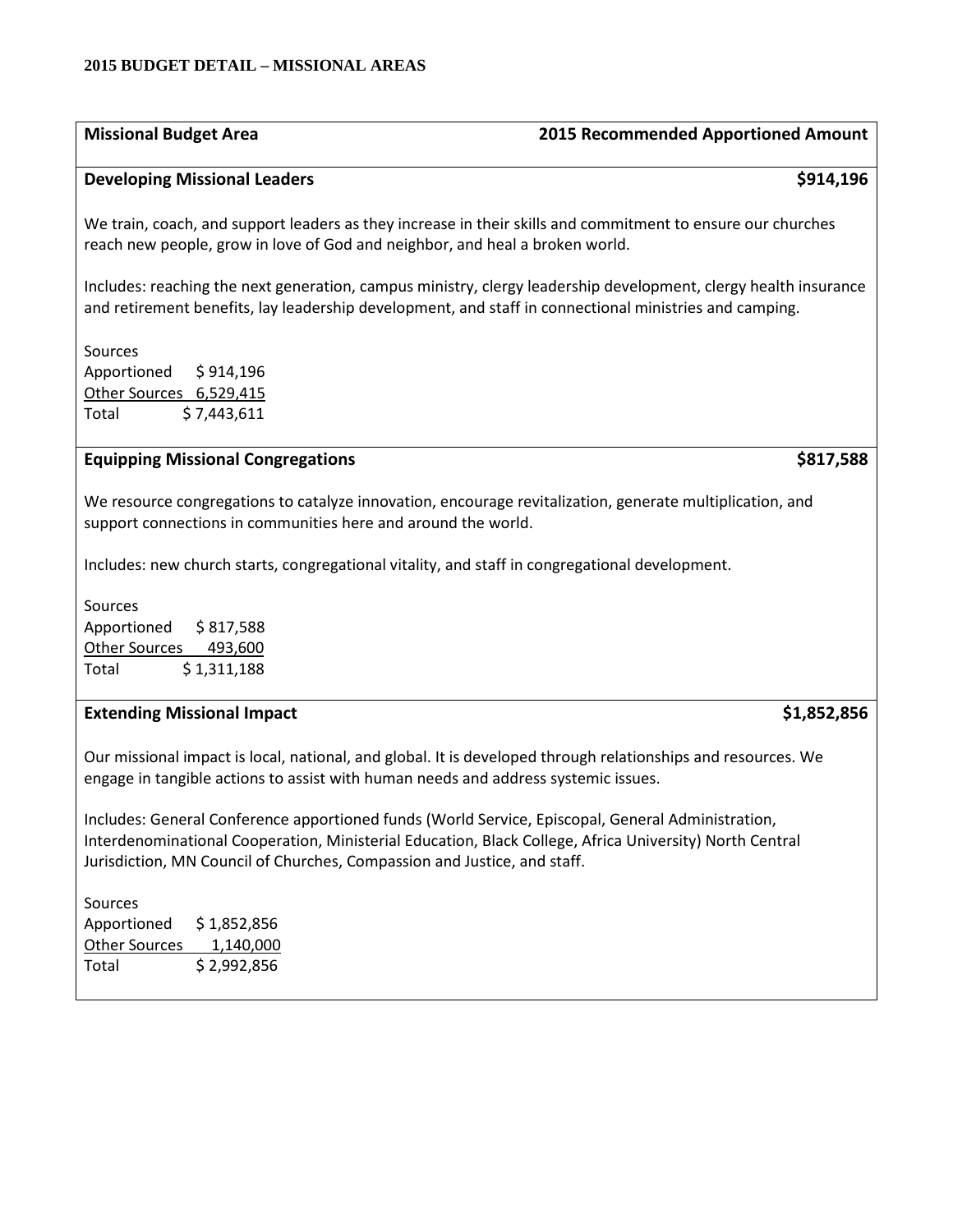## 2015 BUDGET DETAIL – MISSIONAL AREAS

| Missional Budget Area | 2015 Recommended Apportioned Amount |
|---|---|
| **Developing Missional Leaders** | **$914,196** |

We train, coach, and support leaders as they increase in their skills and commitment to ensure our churches reach new people, grow in love of God and neighbor, and heal a broken world.

Includes: reaching the next generation, campus ministry, clergy leadership development, clergy health insurance and retirement benefits, lay leadership development, and staff in connectional ministries and camping.

Sources

| | |
|---|---|
| Apportioned | $ 914,196 |
| Other Sources | 6,529,415 |
| Total | $ 7,443,611 |

| | |
|---|---|
| **Equipping Missional Congregations** | **$817,588** |

We resource congregations to catalyze innovation, encourage revitalization, generate multiplication, and support connections in communities here and around the world.

Includes: new church starts, congregational vitality, and staff in congregational development.

Sources

| | |
|---|---|
| Apportioned | $ 817,588 |
| Other Sources | 493,600 |
| Total | $ 1,311,188 |

| | |
|---|---|
| **Extending Missional Impact** | **$1,852,856** |

Our missional impact is local, national, and global. It is developed through relationships and resources. We engage in tangible actions to assist with human needs and address systemic issues.

Includes: General Conference apportioned funds (World Service, Episcopal, General Administration, Interdenominational Cooperation, Ministerial Education, Black College, Africa University) North Central Jurisdiction, MN Council of Churches, Compassion and Justice, and staff.

Sources

| | |
|---|---|
| Apportioned | $ 1,852,856 |
| Other Sources | 1,140,000 |
| Total | $ 2,992,856 |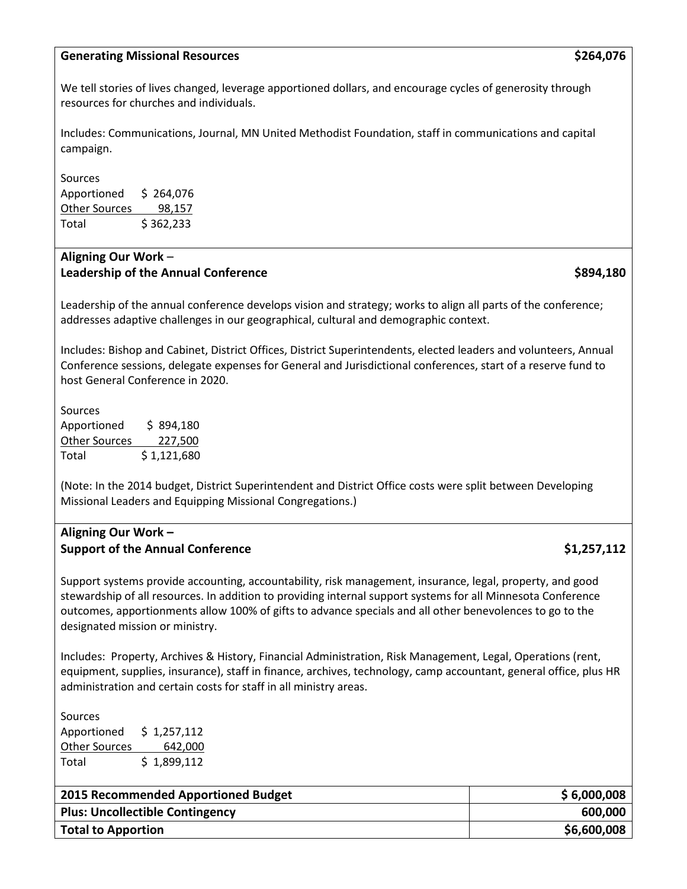**Generating Missional Resources** **$264,076**

We tell stories of lives changed, leverage apportioned dollars, and encourage cycles of generosity through resources for churches and individuals.

Includes: Communications, Journal, MN United Methodist Foundation, staff in communications and capital campaign.

| Sources | |
|---|---|
| Apportioned | $ 264,076 |
| Other Sources | 98,157 |
| Total | $ 362,233 |

**Aligning Our Work – Leadership of the Annual Conference** **$894,180**

Leadership of the annual conference develops vision and strategy; works to align all parts of the conference; addresses adaptive challenges in our geographical, cultural and demographic context.

Includes: Bishop and Cabinet, District Offices, District Superintendents, elected leaders and volunteers, Annual Conference sessions, delegate expenses for General and Jurisdictional conferences, start of a reserve fund to host General Conference in 2020.

| Sources | |
|---|---|
| Apportioned | $ 894,180 |
| Other Sources | 227,500 |
| Total | $ 1,121,680 |

(Note: In the 2014 budget, District Superintendent and District Office costs were split between Developing Missional Leaders and Equipping Missional Congregations.)

**Aligning Our Work – Support of the Annual Conference** **$1,257,112**

Support systems provide accounting, accountability, risk management, insurance, legal, property, and good stewardship of all resources. In addition to providing internal support systems for all Minnesota Conference outcomes, apportionments allow 100% of gifts to advance specials and all other benevolences to go to the designated mission or ministry.

Includes: Property, Archives & History, Financial Administration, Risk Management, Legal, Operations (rent, equipment, supplies, insurance), staff in finance, archives, technology, camp accountant, general office, plus HR administration and certain costs for staff in all ministry areas.

| Sources | |
|---|---|
| Apportioned | $ 1,257,112 |
| Other Sources | 642,000 |
| Total | $ 1,899,112 |

| | |
|---|---|
| **2015 Recommended Apportioned Budget** | **$ 6,000,008** |
| **Plus: Uncollectible Contingency** | **600,000** |
| **Total to Apportion** | **$6,600,008** |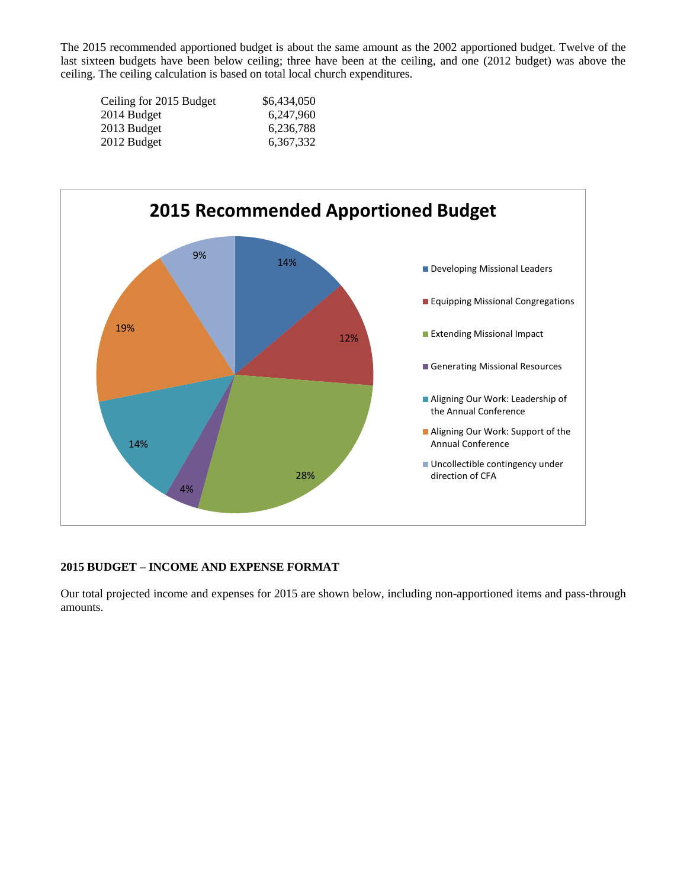The 2015 recommended apportioned budget is about the same amount as the 2002 apportioned budget. Twelve of the last sixteen budgets have been below ceiling; three have been at the ceiling, and one (2012 budget) was above the ceiling. The ceiling calculation is based on total local church expenditures.

| | |
|---|---|
| Ceiling for 2015 Budget | $6,434,050 |
| 2014 Budget | 6,247,960 |
| 2013 Budget | 6,236,788 |
| 2012 Budget | 6,367,332 |

**2015 Recommended Apportioned Budget**

| Category | Percentage |
|---|---|
| Developing Missional Leaders | 14% |
| Equipping Missional Congregations | 12% |
| Extending Missional Impact | 28% |
| Generating Missional Resources | 4% |
| Aligning Our Work: Leadership of the Annual Conference | 14% |
| Aligning Our Work: Support of the Annual Conference | 19% |
| Uncollectible contingency under direction of CFA | 9% |

## 2015 BUDGET – INCOME AND EXPENSE FORMAT

Our total projected income and expenses for 2015 are shown below, including non-apportioned items and pass-through amounts.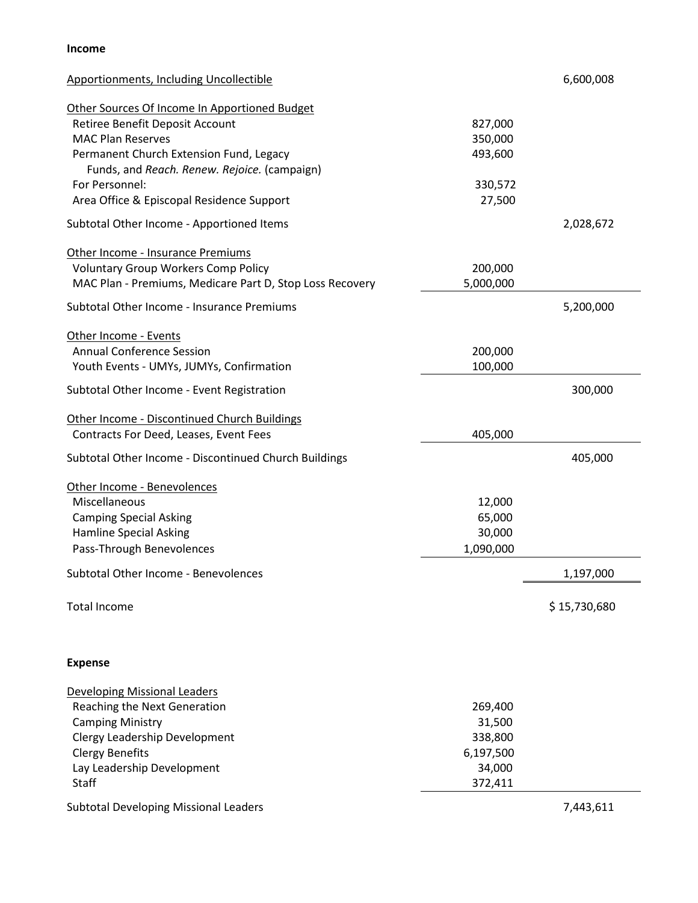**Income**

| | | |
|---|---|---|
| Apportionments, Including Uncollectible | | 6,600,008 |
| | | |
| Other Sources Of Income In Apportioned Budget | | |
| Retiree Benefit Deposit Account | 827,000 | |
| MAC Plan Reserves | 350,000 | |
| Permanent Church Extension Fund, Legacy Funds, and *Reach. Renew. Rejoice.* (campaign) | 493,600 | |
| For Personnel: | 330,572 | |
| Area Office & Episcopal Residence Support | 27,500 | |
| Subtotal Other Income - Apportioned Items | | 2,028,672 |
| | | |
| Other Income - Insurance Premiums | | |
| Voluntary Group Workers Comp Policy | 200,000 | |
| MAC Plan - Premiums, Medicare Part D, Stop Loss Recovery | 5,000,000 | |
| Subtotal Other Income - Insurance Premiums | | 5,200,000 |
| | | |
| Other Income - Events | | |
| Annual Conference Session | 200,000 | |
| Youth Events - UMYs, JUMYs, Confirmation | 100,000 | |
| Subtotal Other Income - Event Registration | | 300,000 |
| | | |
| Other Income - Discontinued Church Buildings | | |
| Contracts For Deed, Leases, Event Fees | 405,000 | |
| Subtotal Other Income - Discontinued Church Buildings | | 405,000 |
| | | |
| Other Income - Benevolences | | |
| Miscellaneous | 12,000 | |
| Camping Special Asking | 65,000 | |
| Hamline Special Asking | 30,000 | |
| Pass-Through Benevolences | 1,090,000 | |
| Subtotal Other Income - Benevolences | | 1,197,000 |
| | | |
| Total Income | | $ 15,730,680 |

**Expense**

| | | |
|---|---|---|
| Developing Missional Leaders | | |
| Reaching the Next Generation | 269,400 | |
| Camping Ministry | 31,500 | |
| Clergy Leadership Development | 338,800 | |
| Clergy Benefits | 6,197,500 | |
| Lay Leadership Development | 34,000 | |
| Staff | 372,411 | |
| Subtotal Developing Missional Leaders | | 7,443,611 |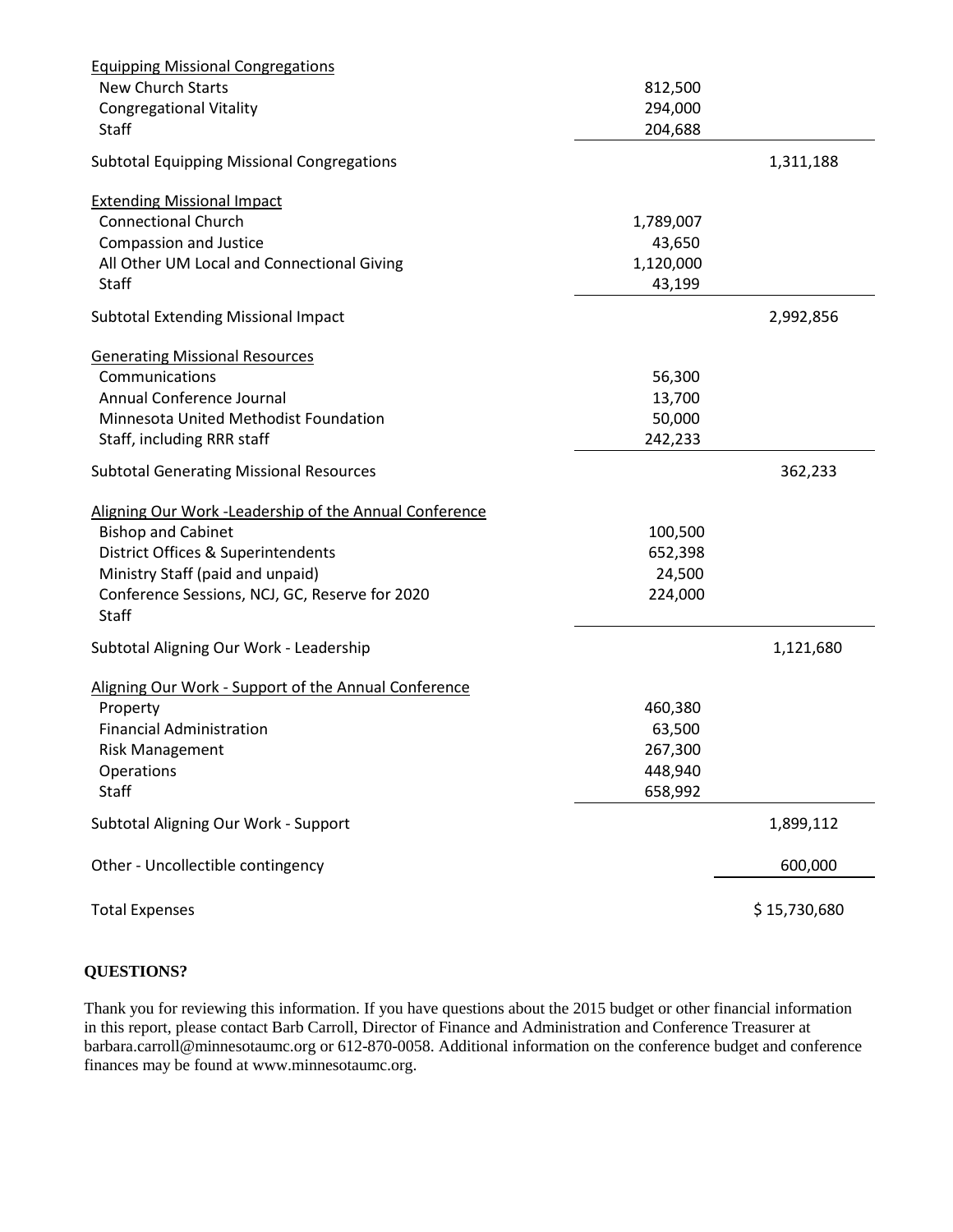| | | |
|---|---|---|
| Equipping Missional Congregations | | |
| New Church Starts | 812,500 | |
| Congregational Vitality | 294,000 | |
| Staff | 204,688 | |
| Subtotal Equipping Missional Congregations | | 1,311,188 |
| Extending Missional Impact | | |
| Connectional Church | 1,789,007 | |
| Compassion and Justice | 43,650 | |
| All Other UM Local and Connectional Giving | 1,120,000 | |
| Staff | 43,199 | |
| Subtotal Extending Missional Impact | | 2,992,856 |
| Generating Missional Resources | | |
| Communications | 56,300 | |
| Annual Conference Journal | 13,700 | |
| Minnesota United Methodist Foundation | 50,000 | |
| Staff, including RRR staff | 242,233 | |
| Subtotal Generating Missional Resources | | 362,233 |
| Aligning Our Work -Leadership of the Annual Conference | | |
| Bishop and Cabinet | 100,500 | |
| District Offices & Superintendents | 652,398 | |
| Ministry Staff (paid and unpaid) | 24,500 | |
| Conference Sessions, NCJ, GC, Reserve for 2020 | 224,000 | |
| Staff | | |
| Subtotal Aligning Our Work - Leadership | | 1,121,680 |
| Aligning Our Work - Support of the Annual Conference | | |
| Property | 460,380 | |
| Financial Administration | 63,500 | |
| Risk Management | 267,300 | |
| Operations | 448,940 | |
| Staff | 658,992 | |
| Subtotal Aligning Our Work - Support | | 1,899,112 |
| Other - Uncollectible contingency | | 600,000 |
| Total Expenses | | $ 15,730,680 |

**QUESTIONS?**

Thank you for reviewing this information. If you have questions about the 2015 budget or other financial information in this report, please contact Barb Carroll, Director of Finance and Administration and Conference Treasurer at barbara.carroll@minnesotaumc.org or 612-870-0058. Additional information on the conference budget and conference finances may be found at www.minnesotaumc.org.